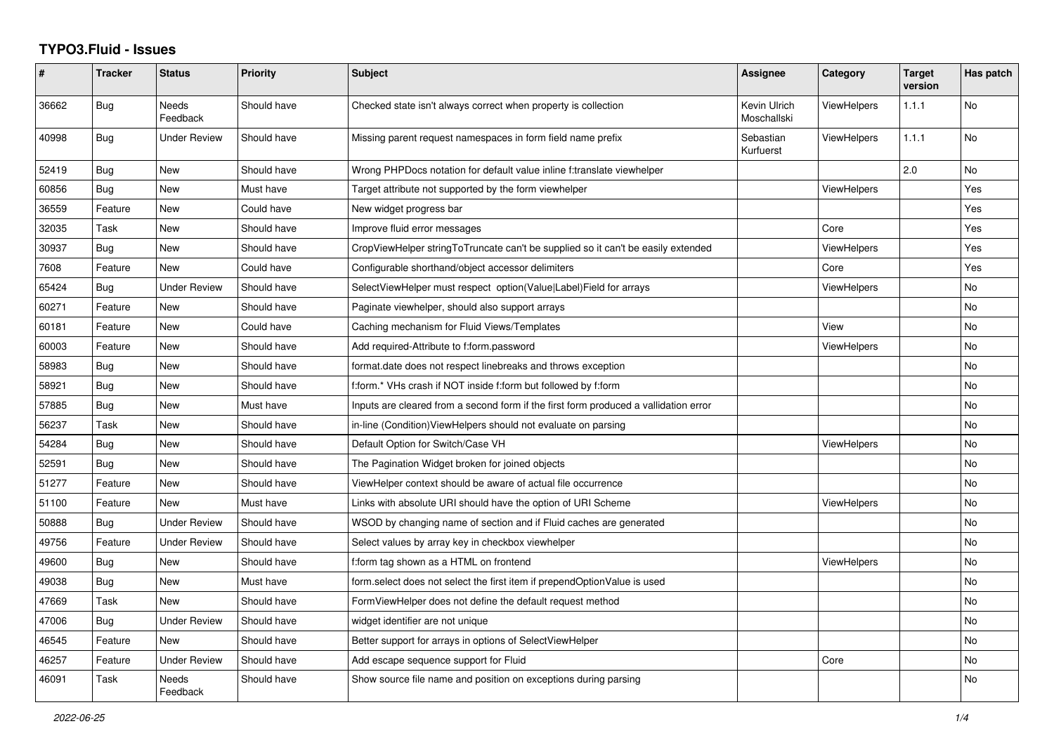# TYPO3.Fluid - Issues

| # | Tracker | Status | Priority | Subject | Assignee | Category | Target version | Has patch |
|---|---|---|---|---|---|---|---|---|
| 36662 | Bug | Needs Feedback | Should have | Checked state isn't always correct when property is collection | Kevin Ulrich Moschallski | ViewHelpers | 1.1.1 | No |
| 40998 | Bug | Under Review | Should have | Missing parent request namespaces in form field name prefix | Sebastian Kurfuerst | ViewHelpers | 1.1.1 | No |
| 52419 | Bug | New | Should have | Wrong PHPDocs notation for default value inline f:translate viewhelper | | | 2.0 | No |
| 60856 | Bug | New | Must have | Target attribute not supported by the form viewhelper | | ViewHelpers | | Yes |
| 36559 | Feature | New | Could have | New widget progress bar | | | | Yes |
| 32035 | Task | New | Should have | Improve fluid error messages | | Core | | Yes |
| 30937 | Bug | New | Should have | CropViewHelper stringToTruncate can't be supplied so it can't be easily extended | | ViewHelpers | | Yes |
| 7608 | Feature | New | Could have | Configurable shorthand/object accessor delimiters | | Core | | Yes |
| 65424 | Bug | Under Review | Should have | SelectViewHelper must respect option(Value\|Label)Field for arrays | | ViewHelpers | | No |
| 60271 | Feature | New | Should have | Paginate viewhelper, should also support arrays | | | | No |
| 60181 | Feature | New | Could have | Caching mechanism for Fluid Views/Templates | | View | | No |
| 60003 | Feature | New | Should have | Add required-Attribute to f:form.password | | ViewHelpers | | No |
| 58983 | Bug | New | Should have | format.date does not respect linebreaks and throws exception | | | | No |
| 58921 | Bug | New | Should have | f:form.* VHs crash if NOT inside f:form but followed by f:form | | | | No |
| 57885 | Bug | New | Must have | Inputs are cleared from a second form if the first form produced a vallidation error | | | | No |
| 56237 | Task | New | Should have | in-line (Condition)ViewHelpers should not evaluate on parsing | | | | No |
| 54284 | Bug | New | Should have | Default Option for Switch/Case VH | | ViewHelpers | | No |
| 52591 | Bug | New | Should have | The Pagination Widget broken for joined objects | | | | No |
| 51277 | Feature | New | Should have | ViewHelper context should be aware of actual file occurrence | | | | No |
| 51100 | Feature | New | Must have | Links with absolute URI should have the option of URI Scheme | | ViewHelpers | | No |
| 50888 | Bug | Under Review | Should have | WSOD by changing name of section and if Fluid caches are generated | | | | No |
| 49756 | Feature | Under Review | Should have | Select values by array key in checkbox viewhelper | | | | No |
| 49600 | Bug | New | Should have | f:form tag shown as a HTML on frontend | | ViewHelpers | | No |
| 49038 | Bug | New | Must have | form.select does not select the first item if prependOptionValue is used | | | | No |
| 47669 | Task | New | Should have | FormViewHelper does not define the default request method | | | | No |
| 47006 | Bug | Under Review | Should have | widget identifier are not unique | | | | No |
| 46545 | Feature | New | Should have | Better support for arrays in options of SelectViewHelper | | | | No |
| 46257 | Feature | Under Review | Should have | Add escape sequence support for Fluid | | Core | | No |
| 46091 | Task | Needs Feedback | Should have | Show source file name and position on exceptions during parsing | | | | No |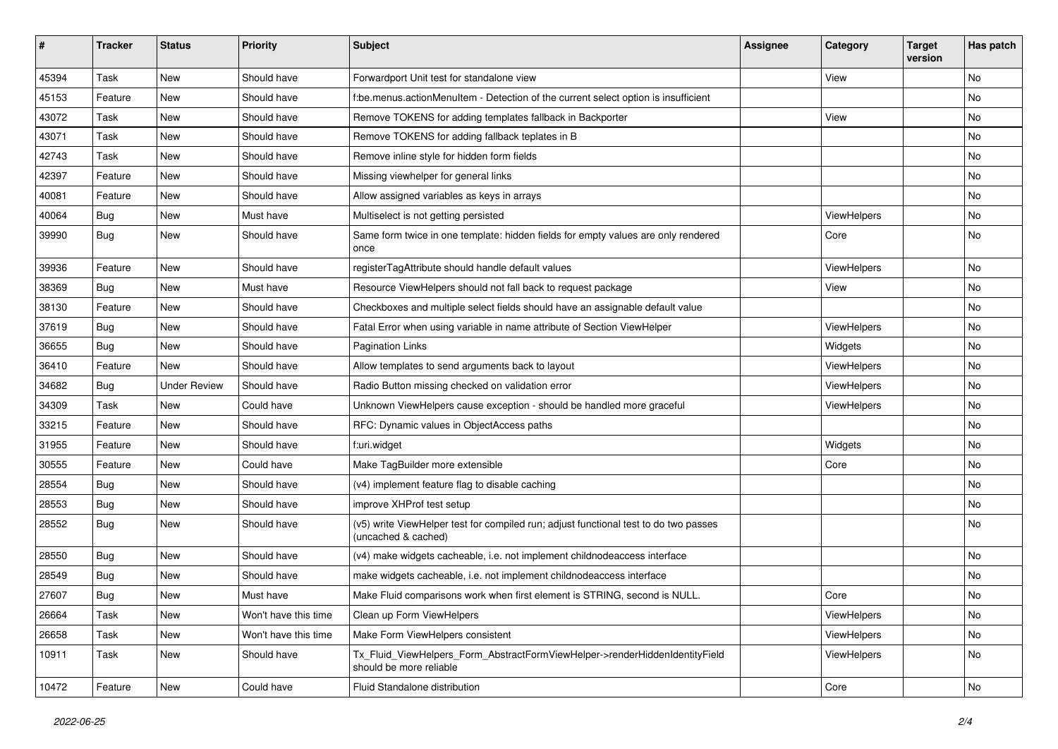| # | Tracker | Status | Priority | Subject | Assignee | Category | Target version | Has patch |
|---|---|---|---|---|---|---|---|---|
| 45394 | Task | New | Should have | Forwardport Unit test for standalone view | | View | | No |
| 45153 | Feature | New | Should have | f:be.menus.actionMenuItem - Detection of the current select option is insufficient | | | | No |
| 43072 | Task | New | Should have | Remove TOKENS for adding templates fallback in Backporter | | View | | No |
| 43071 | Task | New | Should have | Remove TOKENS for adding fallback teplates in B | | | | No |
| 42743 | Task | New | Should have | Remove inline style for hidden form fields | | | | No |
| 42397 | Feature | New | Should have | Missing viewhelper for general links | | | | No |
| 40081 | Feature | New | Should have | Allow assigned variables as keys in arrays | | | | No |
| 40064 | Bug | New | Must have | Multiselect is not getting persisted | | ViewHelpers | | No |
| 39990 | Bug | New | Should have | Same form twice in one template: hidden fields for empty values are only rendered once | | Core | | No |
| 39936 | Feature | New | Should have | registerTagAttribute should handle default values | | ViewHelpers | | No |
| 38369 | Bug | New | Must have | Resource ViewHelpers should not fall back to request package | | View | | No |
| 38130 | Feature | New | Should have | Checkboxes and multiple select fields should have an assignable default value | | | | No |
| 37619 | Bug | New | Should have | Fatal Error when using variable in name attribute of Section ViewHelper | | ViewHelpers | | No |
| 36655 | Bug | New | Should have | Pagination Links | | Widgets | | No |
| 36410 | Feature | New | Should have | Allow templates to send arguments back to layout | | ViewHelpers | | No |
| 34682 | Bug | Under Review | Should have | Radio Button missing checked on validation error | | ViewHelpers | | No |
| 34309 | Task | New | Could have | Unknown ViewHelpers cause exception - should be handled more graceful | | ViewHelpers | | No |
| 33215 | Feature | New | Should have | RFC: Dynamic values in ObjectAccess paths | | | | No |
| 31955 | Feature | New | Should have | f:uri.widget | | Widgets | | No |
| 30555 | Feature | New | Could have | Make TagBuilder more extensible | | Core | | No |
| 28554 | Bug | New | Should have | (v4) implement feature flag to disable caching | | | | No |
| 28553 | Bug | New | Should have | improve XHProf test setup | | | | No |
| 28552 | Bug | New | Should have | (v5) write ViewHelper test for compiled run; adjust functional test to do two passes (uncached & cached) | | | | No |
| 28550 | Bug | New | Should have | (v4) make widgets cacheable, i.e. not implement childnodeaccess interface | | | | No |
| 28549 | Bug | New | Should have | make widgets cacheable, i.e. not implement childnodeaccess interface | | | | No |
| 27607 | Bug | New | Must have | Make Fluid comparisons work when first element is STRING, second is NULL. | | Core | | No |
| 26664 | Task | New | Won't have this time | Clean up Form ViewHelpers | | ViewHelpers | | No |
| 26658 | Task | New | Won't have this time | Make Form ViewHelpers consistent | | ViewHelpers | | No |
| 10911 | Task | New | Should have | Tx_Fluid_ViewHelpers_Form_AbstractFormViewHelper->renderHiddenIdentityField should be more reliable | | ViewHelpers | | No |
| 10472 | Feature | New | Could have | Fluid Standalone distribution | | Core | | No |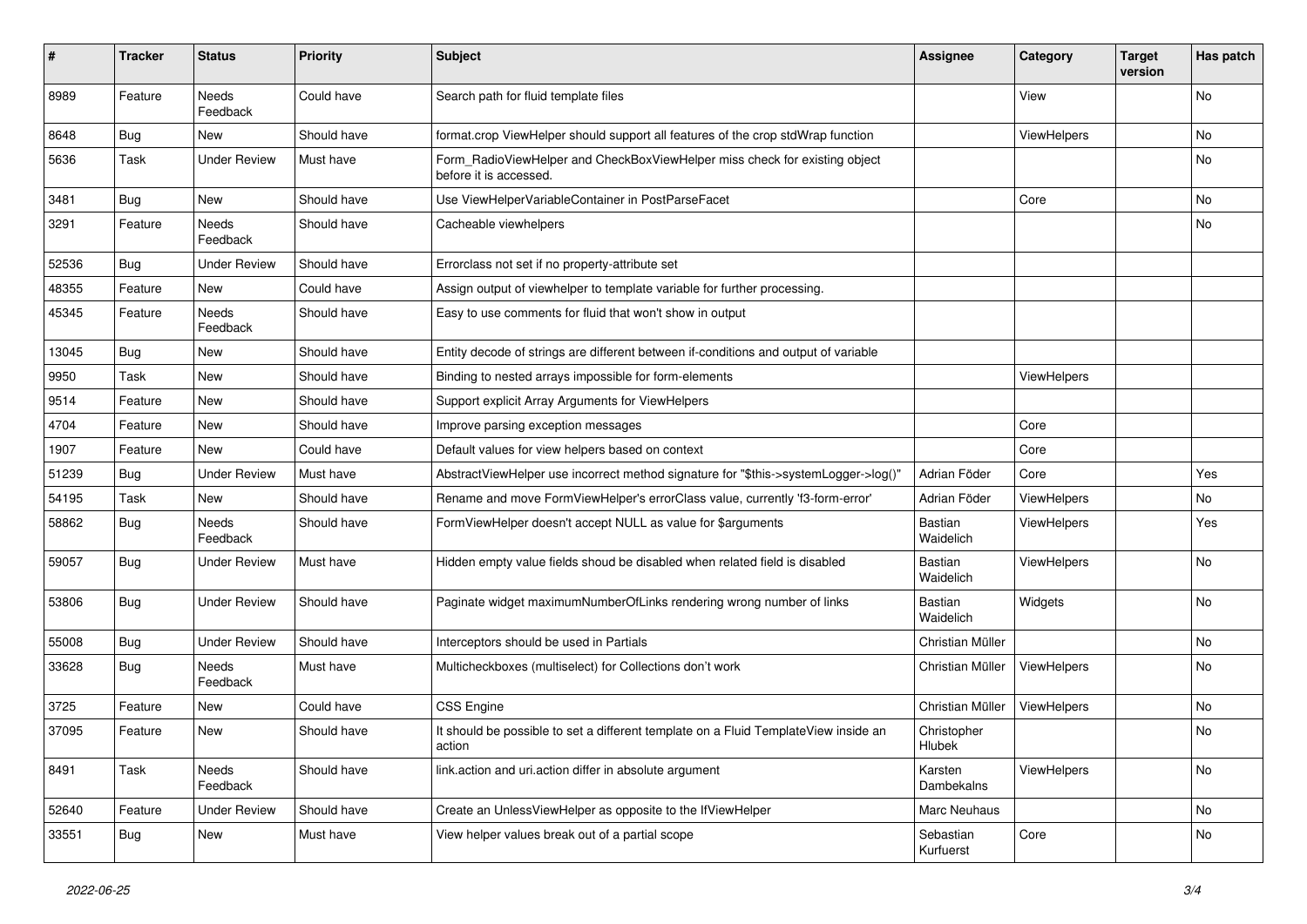| # | Tracker | Status | Priority | Subject | Assignee | Category | Target version | Has patch |
|---|---|---|---|---|---|---|---|---|
| 8989 | Feature | Needs Feedback | Could have | Search path for fluid template files | | View | | No |
| 8648 | Bug | New | Should have | format.crop ViewHelper should support all features of the crop stdWrap function | | ViewHelpers | | No |
| 5636 | Task | Under Review | Must have | Form_RadioViewHelper and CheckBoxViewHelper miss check for existing object before it is accessed. | | | | No |
| 3481 | Bug | New | Should have | Use ViewHelperVariableContainer in PostParseFacet | | Core | | No |
| 3291 | Feature | Needs Feedback | Should have | Cacheable viewhelpers | | | | No |
| 52536 | Bug | Under Review | Should have | Errorclass not set if no property-attribute set | | | | |
| 48355 | Feature | New | Could have | Assign output of viewhelper to template variable for further processing. | | | | |
| 45345 | Feature | Needs Feedback | Should have | Easy to use comments for fluid that won't show in output | | | | |
| 13045 | Bug | New | Should have | Entity decode of strings are different between if-conditions and output of variable | | | | |
| 9950 | Task | New | Should have | Binding to nested arrays impossible for form-elements | | ViewHelpers | | |
| 9514 | Feature | New | Should have | Support explicit Array Arguments for ViewHelpers | | | | |
| 4704 | Feature | New | Should have | Improve parsing exception messages | | Core | | |
| 1907 | Feature | New | Could have | Default values for view helpers based on context | | Core | | |
| 51239 | Bug | Under Review | Must have | AbstractViewHelper use incorrect method signature for "$this->systemLogger->log()" | Adrian Föder | Core | | Yes |
| 54195 | Task | New | Should have | Rename and move FormViewHelper's errorClass value, currently 'f3-form-error' | Adrian Föder | ViewHelpers | | No |
| 58862 | Bug | Needs Feedback | Should have | FormViewHelper doesn't accept NULL as value for $arguments | Bastian Waidelich | ViewHelpers | | Yes |
| 59057 | Bug | Under Review | Must have | Hidden empty value fields shoud be disabled when related field is disabled | Bastian Waidelich | ViewHelpers | | No |
| 53806 | Bug | Under Review | Should have | Paginate widget maximumNumberOfLinks rendering wrong number of links | Bastian Waidelich | Widgets | | No |
| 55008 | Bug | Under Review | Should have | Interceptors should be used in Partials | Christian Müller | | | No |
| 33628 | Bug | Needs Feedback | Must have | Multicheckboxes (multiselect) for Collections don't work | Christian Müller | ViewHelpers | | No |
| 3725 | Feature | New | Could have | CSS Engine | Christian Müller | ViewHelpers | | No |
| 37095 | Feature | New | Should have | It should be possible to set a different template on a Fluid TemplateView inside an action | Christopher Hlubek | | | No |
| 8491 | Task | Needs Feedback | Should have | link.action and uri.action differ in absolute argument | Karsten Dambekalns | ViewHelpers | | No |
| 52640 | Feature | Under Review | Should have | Create an UnlessViewHelper as opposite to the IfViewHelper | Marc Neuhaus | | | No |
| 33551 | Bug | New | Must have | View helper values break out of a partial scope | Sebastian Kurfuerst | Core | | No |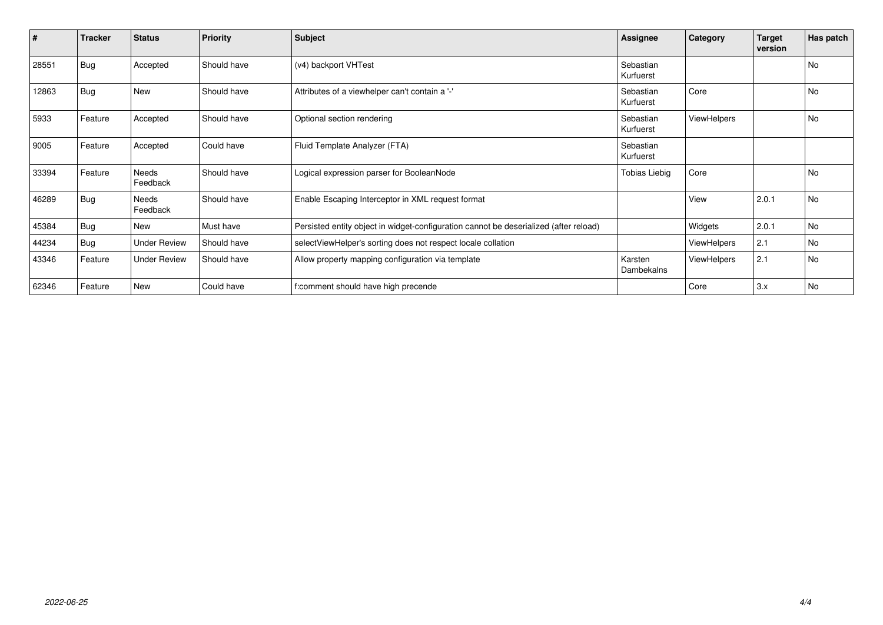| # | Tracker | Status | Priority | Subject | Assignee | Category | Target version | Has patch |
|---|---|---|---|---|---|---|---|---|
| 28551 | Bug | Accepted | Should have | (v4) backport VHTest | Sebastian Kurfuerst | | | No |
| 12863 | Bug | New | Should have | Attributes of a viewhelper can't contain a '-' | Sebastian Kurfuerst | Core | | No |
| 5933 | Feature | Accepted | Should have | Optional section rendering | Sebastian Kurfuerst | ViewHelpers | | No |
| 9005 | Feature | Accepted | Could have | Fluid Template Analyzer (FTA) | Sebastian Kurfuerst | | | |
| 33394 | Feature | Needs Feedback | Should have | Logical expression parser for BooleanNode | Tobias Liebig | Core | | No |
| 46289 | Bug | Needs Feedback | Should have | Enable Escaping Interceptor in XML request format | | View | 2.0.1 | No |
| 45384 | Bug | New | Must have | Persisted entity object in widget-configuration cannot be deserialized (after reload) | | Widgets | 2.0.1 | No |
| 44234 | Bug | Under Review | Should have | selectViewHelper's sorting does not respect locale collation | | ViewHelpers | 2.1 | No |
| 43346 | Feature | Under Review | Should have | Allow property mapping configuration via template | Karsten Dambekalns | ViewHelpers | 2.1 | No |
| 62346 | Feature | New | Could have | f:comment should have high precende | | Core | 3.x | No |